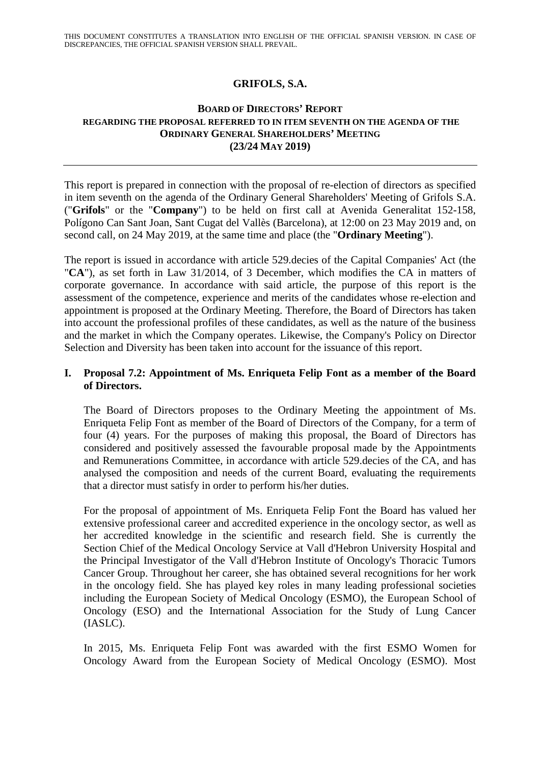THIS DOCUMENT CONSTITUTES A TRANSLATION INTO ENGLISH OF THE OFFICIAL SPANISH VERSION. IN CASE OF DISCREPANCIES, THE OFFICIAL SPANISH VERSION SHALL PREVAIL.

# GRIFOLS, S.A.

## BOARD OF DIRECTORS' REPORT REGARDING THE PROPOSAL REFERRED TO IN ITEM SEVENTH ON THE AGENDA OF THE ORDINARY GENERAL SHAREHOLDERS' MEETING (23/24 MAY 2019)

---

This report is prepared in connection with the proposal of re-election of directors as specified in item seventh on the agenda of the Ordinary General Shareholders' Meeting of Grifols S.A. ("**Grifols**" or the "**Company**") to be held on first call at Avenida Generalitat 152-158, Polígono Can Sant Joan, Sant Cugat del Vallès (Barcelona), at 12:00 on 23 May 2019 and, on second call, on 24 May 2019, at the same time and place (the "**Ordinary Meeting**").

The report is issued in accordance with article 529.decies of the Capital Companies' Act (the "**CA**"), as set forth in Law 31/2014, of 3 December, which modifies the CA in matters of corporate governance. In accordance with said article, the purpose of this report is the assessment of the competence, experience and merits of the candidates whose re-election and appointment is proposed at the Ordinary Meeting. Therefore, the Board of Directors has taken into account the professional profiles of these candidates, as well as the nature of the business and the market in which the Company operates. Likewise, the Company's Policy on Director Selection and Diversity has been taken into account for the issuance of this report.

### I. Proposal 7.2: Appointment of Ms. Enriqueta Felip Font as a member of the Board of Directors.

The Board of Directors proposes to the Ordinary Meeting the appointment of Ms. Enriqueta Felip Font as member of the Board of Directors of the Company, for a term of four (4) years. For the purposes of making this proposal, the Board of Directors has considered and positively assessed the favourable proposal made by the Appointments and Remunerations Committee, in accordance with article 529.decies of the CA, and has analysed the composition and needs of the current Board, evaluating the requirements that a director must satisfy in order to perform his/her duties.

For the proposal of appointment of Ms. Enriqueta Felip Font the Board has valued her extensive professional career and accredited experience in the oncology sector, as well as her accredited knowledge in the scientific and research field. She is currently the Section Chief of the Medical Oncology Service at Vall d'Hebron University Hospital and the Principal Investigator of the Vall d'Hebron Institute of Oncology's Thoracic Tumors Cancer Group. Throughout her career, she has obtained several recognitions for her work in the oncology field. She has played key roles in many leading professional societies including the European Society of Medical Oncology (ESMO), the European School of Oncology (ESO) and the International Association for the Study of Lung Cancer (IASLC).

In 2015, Ms. Enriqueta Felip Font was awarded with the first ESMO Women for Oncology Award from the European Society of Medical Oncology (ESMO). Most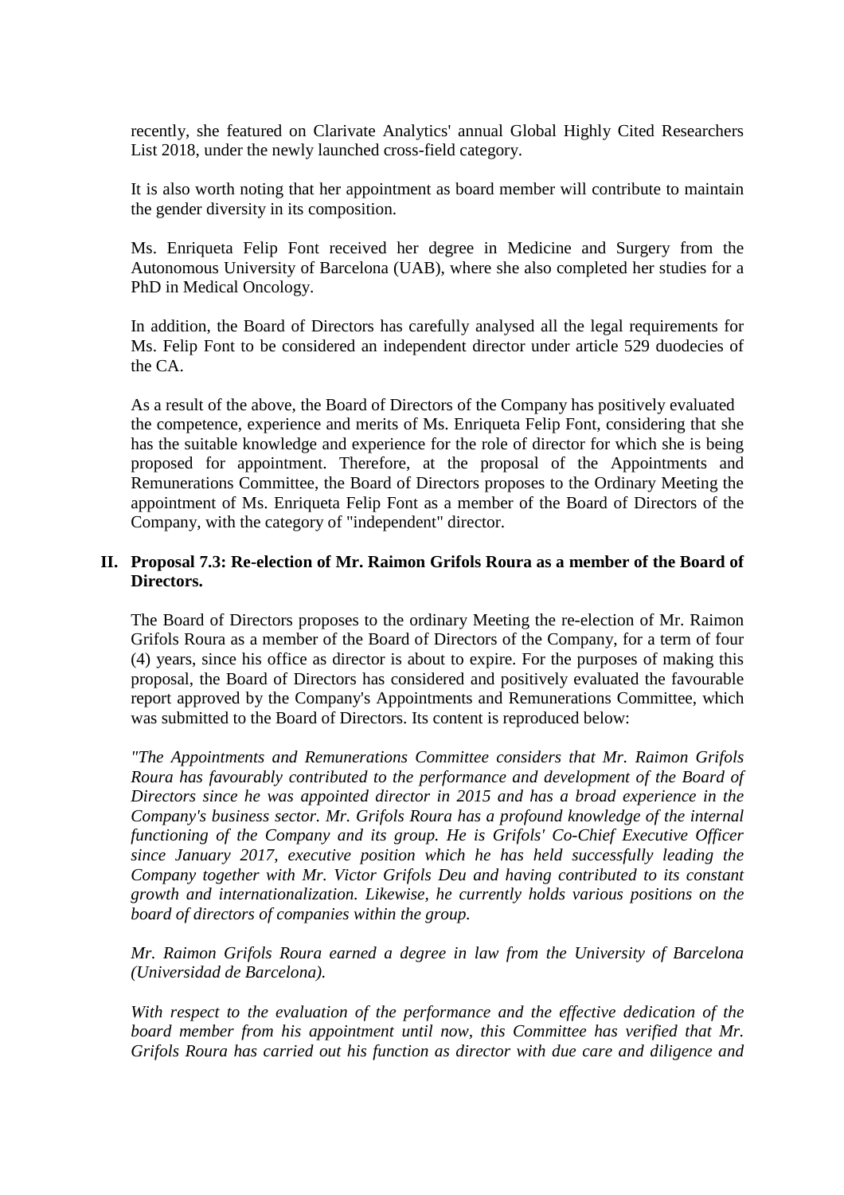recently, she featured on Clarivate Analytics' annual Global Highly Cited Researchers List 2018, under the newly launched cross-field category.

It is also worth noting that her appointment as board member will contribute to maintain the gender diversity in its composition.

Ms. Enriqueta Felip Font received her degree in Medicine and Surgery from the Autonomous University of Barcelona (UAB), where she also completed her studies for a PhD in Medical Oncology.

In addition, the Board of Directors has carefully analysed all the legal requirements for Ms. Felip Font to be considered an independent director under article 529 duodecies of the CA.

As a result of the above, the Board of Directors of the Company has positively evaluated the competence, experience and merits of Ms. Enriqueta Felip Font, considering that she has the suitable knowledge and experience for the role of director for which she is being proposed for appointment. Therefore, at the proposal of the Appointments and Remunerations Committee, the Board of Directors proposes to the Ordinary Meeting the appointment of Ms. Enriqueta Felip Font as a member of the Board of Directors of the Company, with the category of "independent" director.

## II. Proposal 7.3: Re-election of Mr. Raimon Grifols Roura as a member of the Board of Directors.

The Board of Directors proposes to the ordinary Meeting the re-election of Mr. Raimon Grifols Roura as a member of the Board of Directors of the Company, for a term of four (4) years, since his office as director is about to expire. For the purposes of making this proposal, the Board of Directors has considered and positively evaluated the favourable report approved by the Company's Appointments and Remunerations Committee, which was submitted to the Board of Directors. Its content is reproduced below:

*"The Appointments and Remunerations Committee considers that Mr. Raimon Grifols Roura has favourably contributed to the performance and development of the Board of Directors since he was appointed director in 2015 and has a broad experience in the Company's business sector. Mr. Grifols Roura has a profound knowledge of the internal functioning of the Company and its group. He is Grifols' Co-Chief Executive Officer since January 2017, executive position which he has held successfully leading the Company together with Mr. Victor Grifols Deu and having contributed to its constant growth and internationalization. Likewise, he currently holds various positions on the board of directors of companies within the group.*

*Mr. Raimon Grifols Roura earned a degree in law from the University of Barcelona (Universidad de Barcelona).*

*With respect to the evaluation of the performance and the effective dedication of the board member from his appointment until now, this Committee has verified that Mr. Grifols Roura has carried out his function as director with due care and diligence and*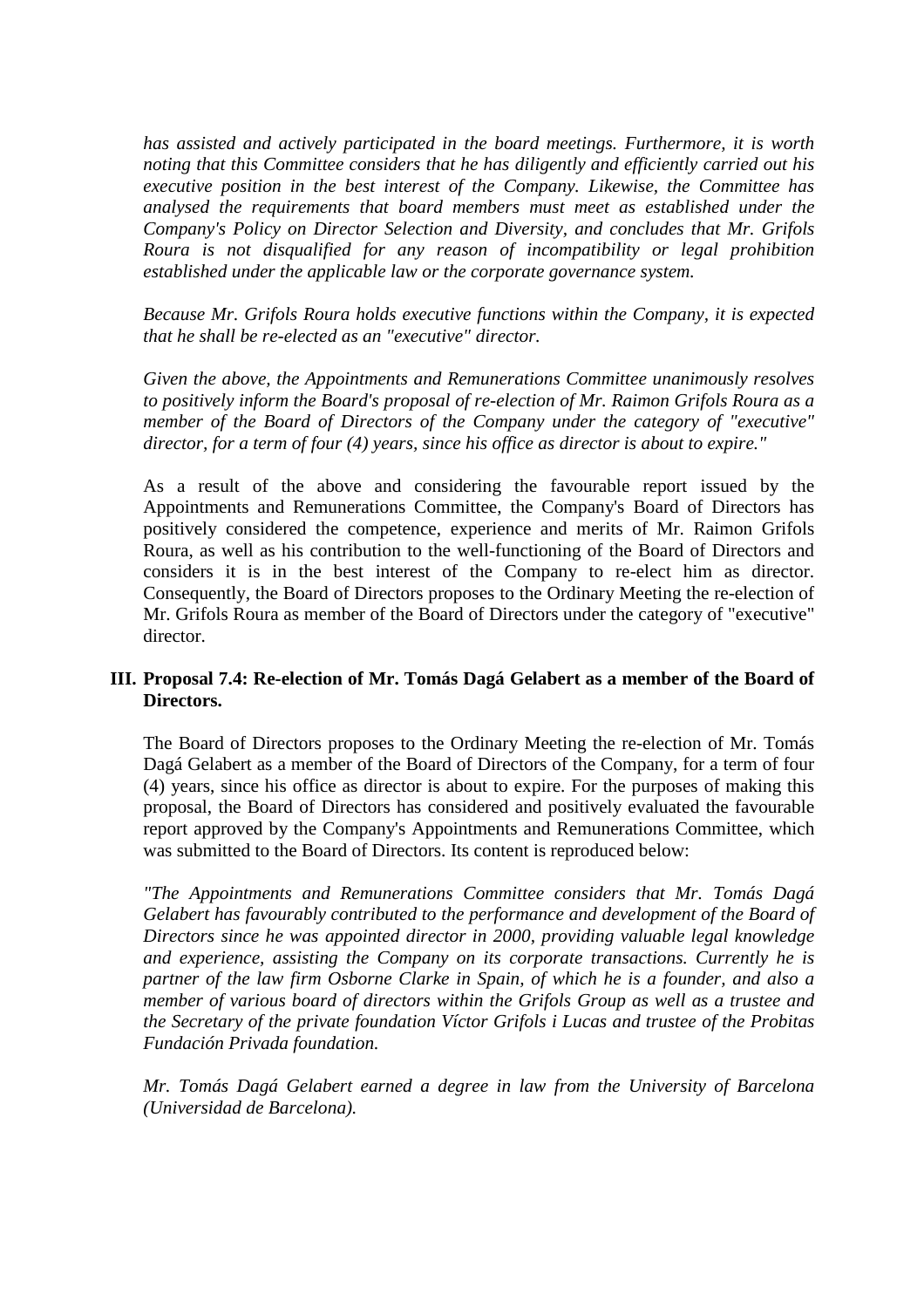*has assisted and actively participated in the board meetings. Furthermore, it is worth noting that this Committee considers that he has diligently and efficiently carried out his executive position in the best interest of the Company. Likewise, the Committee has analysed the requirements that board members must meet as established under the Company's Policy on Director Selection and Diversity, and concludes that Mr. Grifols Roura is not disqualified for any reason of incompatibility or legal prohibition established under the applicable law or the corporate governance system.*

*Because Mr. Grifols Roura holds executive functions within the Company, it is expected that he shall be re-elected as an "executive" director.*

*Given the above, the Appointments and Remunerations Committee unanimously resolves to positively inform the Board's proposal of re-election of Mr. Raimon Grifols Roura as a member of the Board of Directors of the Company under the category of "executive" director, for a term of four (4) years, since his office as director is about to expire."*

As a result of the above and considering the favourable report issued by the Appointments and Remunerations Committee, the Company's Board of Directors has positively considered the competence, experience and merits of Mr. Raimon Grifols Roura, as well as his contribution to the well-functioning of the Board of Directors and considers it is in the best interest of the Company to re-elect him as director. Consequently, the Board of Directors proposes to the Ordinary Meeting the re-election of Mr. Grifols Roura as member of the Board of Directors under the category of "executive" director.

## III. Proposal 7.4: Re-election of Mr. Tomás Dagá Gelabert as a member of the Board of Directors.

The Board of Directors proposes to the Ordinary Meeting the re-election of Mr. Tomás Dagá Gelabert as a member of the Board of Directors of the Company, for a term of four (4) years, since his office as director is about to expire. For the purposes of making this proposal, the Board of Directors has considered and positively evaluated the favourable report approved by the Company's Appointments and Remunerations Committee, which was submitted to the Board of Directors. Its content is reproduced below:

*"The Appointments and Remunerations Committee considers that Mr. Tomás Dagá Gelabert has favourably contributed to the performance and development of the Board of Directors since he was appointed director in 2000, providing valuable legal knowledge and experience, assisting the Company on its corporate transactions. Currently he is partner of the law firm Osborne Clarke in Spain, of which he is a founder, and also a member of various board of directors within the Grifols Group as well as a trustee and the Secretary of the private foundation Víctor Grifols i Lucas and trustee of the Probitas Fundación Privada foundation.*

*Mr. Tomás Dagá Gelabert earned a degree in law from the University of Barcelona (Universidad de Barcelona).*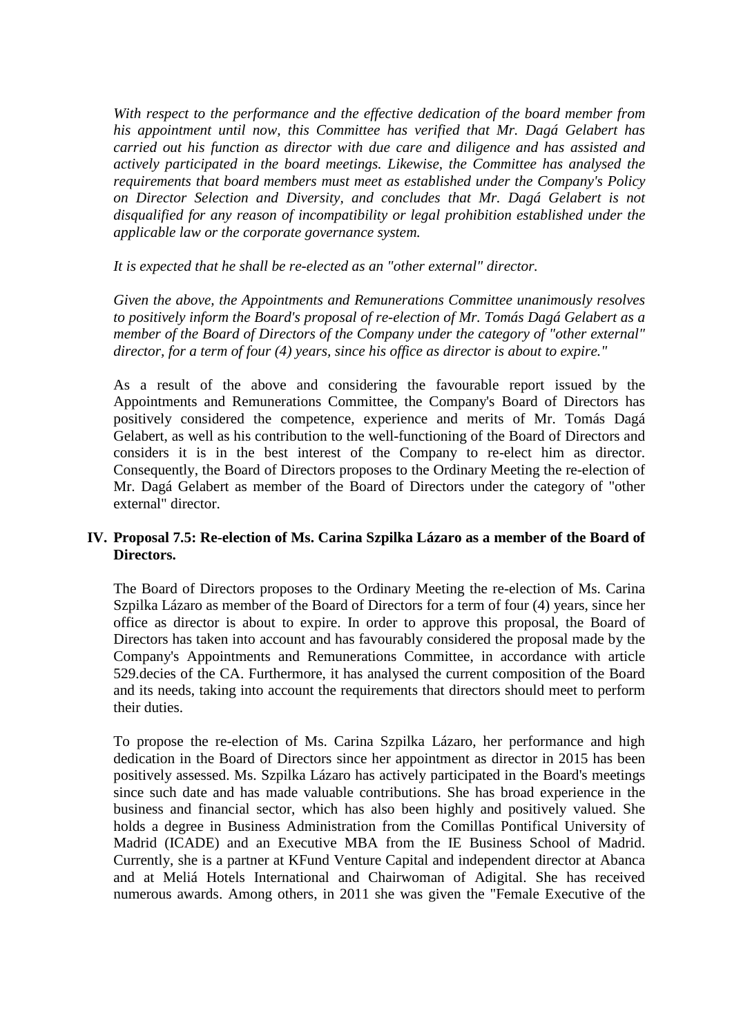*With respect to the performance and the effective dedication of the board member from his appointment until now, this Committee has verified that Mr. Dagá Gelabert has carried out his function as director with due care and diligence and has assisted and actively participated in the board meetings. Likewise, the Committee has analysed the requirements that board members must meet as established under the Company's Policy on Director Selection and Diversity, and concludes that Mr. Dagá Gelabert is not disqualified for any reason of incompatibility or legal prohibition established under the applicable law or the corporate governance system.*

*It is expected that he shall be re-elected as an "other external" director.*

*Given the above, the Appointments and Remunerations Committee unanimously resolves to positively inform the Board's proposal of re-election of Mr. Tomás Dagá Gelabert as a member of the Board of Directors of the Company under the category of "other external" director, for a term of four (4) years, since his office as director is about to expire."*

As a result of the above and considering the favourable report issued by the Appointments and Remunerations Committee, the Company's Board of Directors has positively considered the competence, experience and merits of Mr. Tomás Dagá Gelabert, as well as his contribution to the well-functioning of the Board of Directors and considers it is in the best interest of the Company to re-elect him as director. Consequently, the Board of Directors proposes to the Ordinary Meeting the re-election of Mr. Dagá Gelabert as member of the Board of Directors under the category of "other external" director.

## IV. Proposal 7.5: Re-election of Ms. Carina Szpilka Lázaro as a member of the Board of Directors.

The Board of Directors proposes to the Ordinary Meeting the re-election of Ms. Carina Szpilka Lázaro as member of the Board of Directors for a term of four (4) years, since her office as director is about to expire. In order to approve this proposal, the Board of Directors has taken into account and has favourably considered the proposal made by the Company's Appointments and Remunerations Committee, in accordance with article 529.decies of the CA. Furthermore, it has analysed the current composition of the Board and its needs, taking into account the requirements that directors should meet to perform their duties.

To propose the re-election of Ms. Carina Szpilka Lázaro, her performance and high dedication in the Board of Directors since her appointment as director in 2015 has been positively assessed. Ms. Szpilka Lázaro has actively participated in the Board's meetings since such date and has made valuable contributions. She has broad experience in the business and financial sector, which has also been highly and positively valued. She holds a degree in Business Administration from the Comillas Pontifical University of Madrid (ICADE) and an Executive MBA from the IE Business School of Madrid. Currently, she is a partner at KFund Venture Capital and independent director at Abanca and at Meliá Hotels International and Chairwoman of Adigital. She has received numerous awards. Among others, in 2011 she was given the "Female Executive of the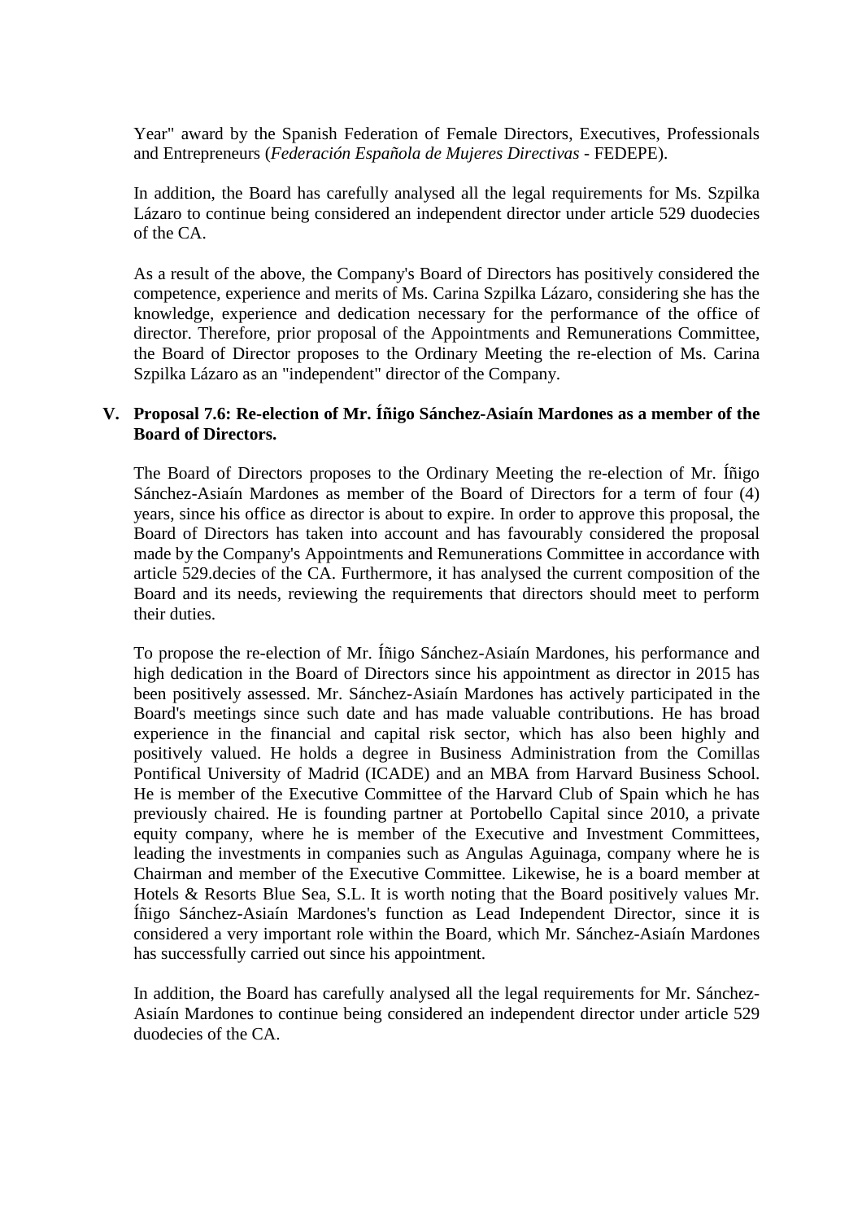Year" award by the Spanish Federation of Female Directors, Executives, Professionals and Entrepreneurs (*Federación Española de Mujeres Directivas* - FEDEPE).

In addition, the Board has carefully analysed all the legal requirements for Ms. Szpilka Lázaro to continue being considered an independent director under article 529 duodecies of the CA.

As a result of the above, the Company's Board of Directors has positively considered the competence, experience and merits of Ms. Carina Szpilka Lázaro, considering she has the knowledge, experience and dedication necessary for the performance of the office of director. Therefore, prior proposal of the Appointments and Remunerations Committee, the Board of Director proposes to the Ordinary Meeting the re-election of Ms. Carina Szpilka Lázaro as an "independent" director of the Company.

**V. Proposal 7.6: Re-election of Mr. Íñigo Sánchez-Asiaín Mardones as a member of the Board of Directors.**

The Board of Directors proposes to the Ordinary Meeting the re-election of Mr. Íñigo Sánchez-Asiaín Mardones as member of the Board of Directors for a term of four (4) years, since his office as director is about to expire. In order to approve this proposal, the Board of Directors has taken into account and has favourably considered the proposal made by the Company's Appointments and Remunerations Committee in accordance with article 529.decies of the CA. Furthermore, it has analysed the current composition of the Board and its needs, reviewing the requirements that directors should meet to perform their duties.

To propose the re-election of Mr. Íñigo Sánchez-Asiaín Mardones, his performance and high dedication in the Board of Directors since his appointment as director in 2015 has been positively assessed. Mr. Sánchez-Asiaín Mardones has actively participated in the Board's meetings since such date and has made valuable contributions. He has broad experience in the financial and capital risk sector, which has also been highly and positively valued. He holds a degree in Business Administration from the Comillas Pontifical University of Madrid (ICADE) and an MBA from Harvard Business School. He is member of the Executive Committee of the Harvard Club of Spain which he has previously chaired. He is founding partner at Portobello Capital since 2010, a private equity company, where he is member of the Executive and Investment Committees, leading the investments in companies such as Angulas Aguinaga, company where he is Chairman and member of the Executive Committee. Likewise, he is a board member at Hotels & Resorts Blue Sea, S.L. It is worth noting that the Board positively values Mr. Íñigo Sánchez-Asiaín Mardones's function as Lead Independent Director, since it is considered a very important role within the Board, which Mr. Sánchez-Asiaín Mardones has successfully carried out since his appointment.

In addition, the Board has carefully analysed all the legal requirements for Mr. Sánchez-Asiaín Mardones to continue being considered an independent director under article 529 duodecies of the CA.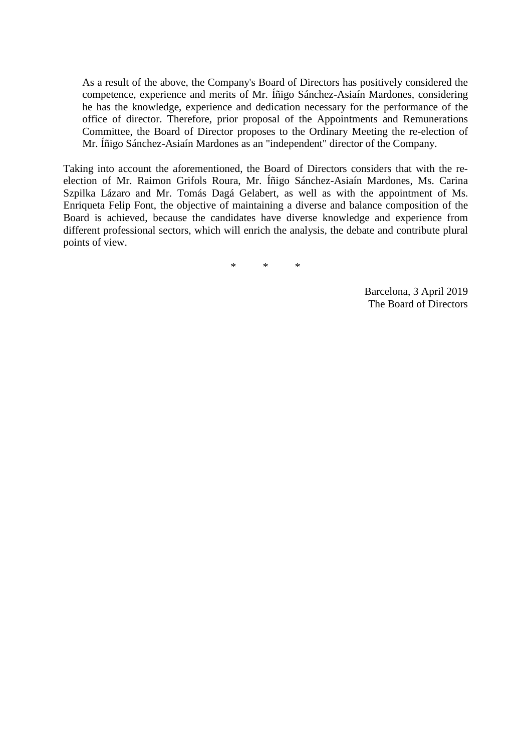As a result of the above, the Company's Board of Directors has positively considered the competence, experience and merits of Mr. Íñigo Sánchez-Asiaín Mardones, considering he has the knowledge, experience and dedication necessary for the performance of the office of director. Therefore, prior proposal of the Appointments and Remunerations Committee, the Board of Director proposes to the Ordinary Meeting the re-election of Mr. Íñigo Sánchez-Asiaín Mardones as an "independent" director of the Company.

Taking into account the aforementioned, the Board of Directors considers that with the re-election of Mr. Raimon Grifols Roura, Mr. Íñigo Sánchez-Asiaín Mardones, Ms. Carina Szpilka Lázaro and Mr. Tomás Dagá Gelabert, as well as with the appointment of Ms. Enriqueta Felip Font, the objective of maintaining a diverse and balance composition of the Board is achieved, because the candidates have diverse knowledge and experience from different professional sectors, which will enrich the analysis, the debate and contribute plural points of view.

\*  \*  \*

Barcelona, 3 April 2019
The Board of Directors